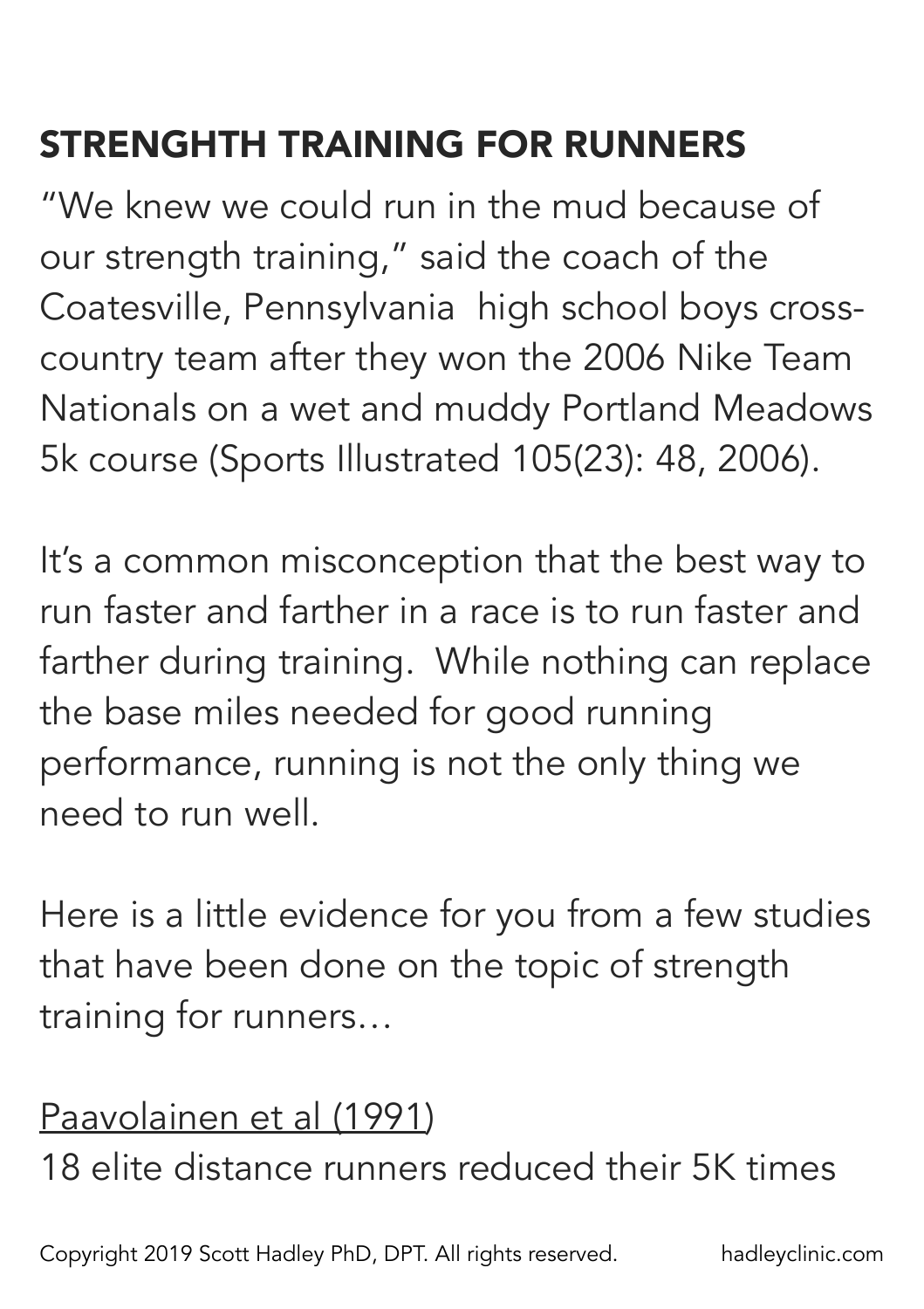# STRENGHTH TRAINING FOR RUNNERS

"We knew we could run in the mud because of our strength training," said the coach of the Coatesville, Pennsylvania high school boys cross-country team after they won the 2006 Nike Team Nationals on a wet and muddy Portland Meadows 5k course (Sports Illustrated 105(23): 48, 2006).

It's a common misconception that the best way to run faster and farther in a race is to run faster and farther during training. While nothing can replace the base miles needed for good running performance, running is not the only thing we need to run well.

Here is a little evidence for you from a few studies that have been done on the topic of strength training for runners…

<u>Paavolainen et al (1991)</u>

18 elite distance runners reduced their 5K times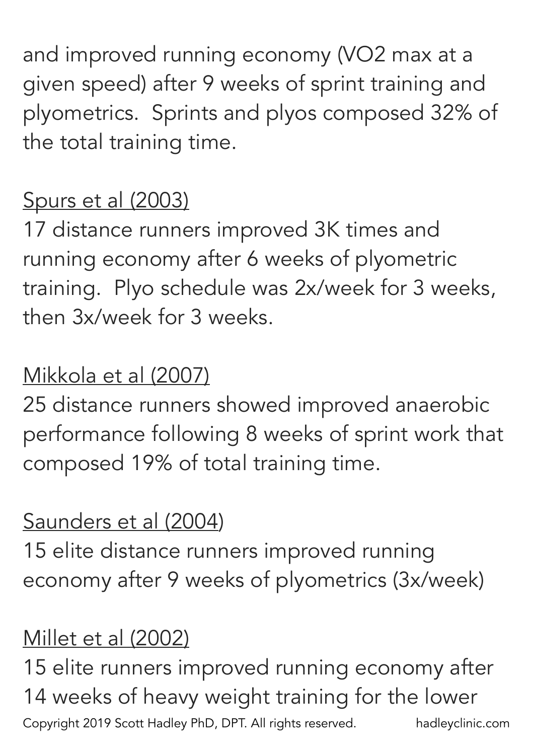and improved running economy (VO2 max at a given speed) after 9 weeks of sprint training and plyometrics. Sprints and plyos composed 32% of the total training time.

<u>Spurs et al (2003)</u>
17 distance runners improved 3K times and running economy after 6 weeks of plyometric training. Plyo schedule was 2x/week for 3 weeks, then 3x/week for 3 weeks.

<u>Mikkola et al (2007)</u>
25 distance runners showed improved anaerobic performance following 8 weeks of sprint work that composed 19% of total training time.

<u>Saunders et al (2004)</u>
15 elite distance runners improved running economy after 9 weeks of plyometrics (3x/week)

<u>Millet et al (2002)</u>
15 elite runners improved running economy after 14 weeks of heavy weight training for the lower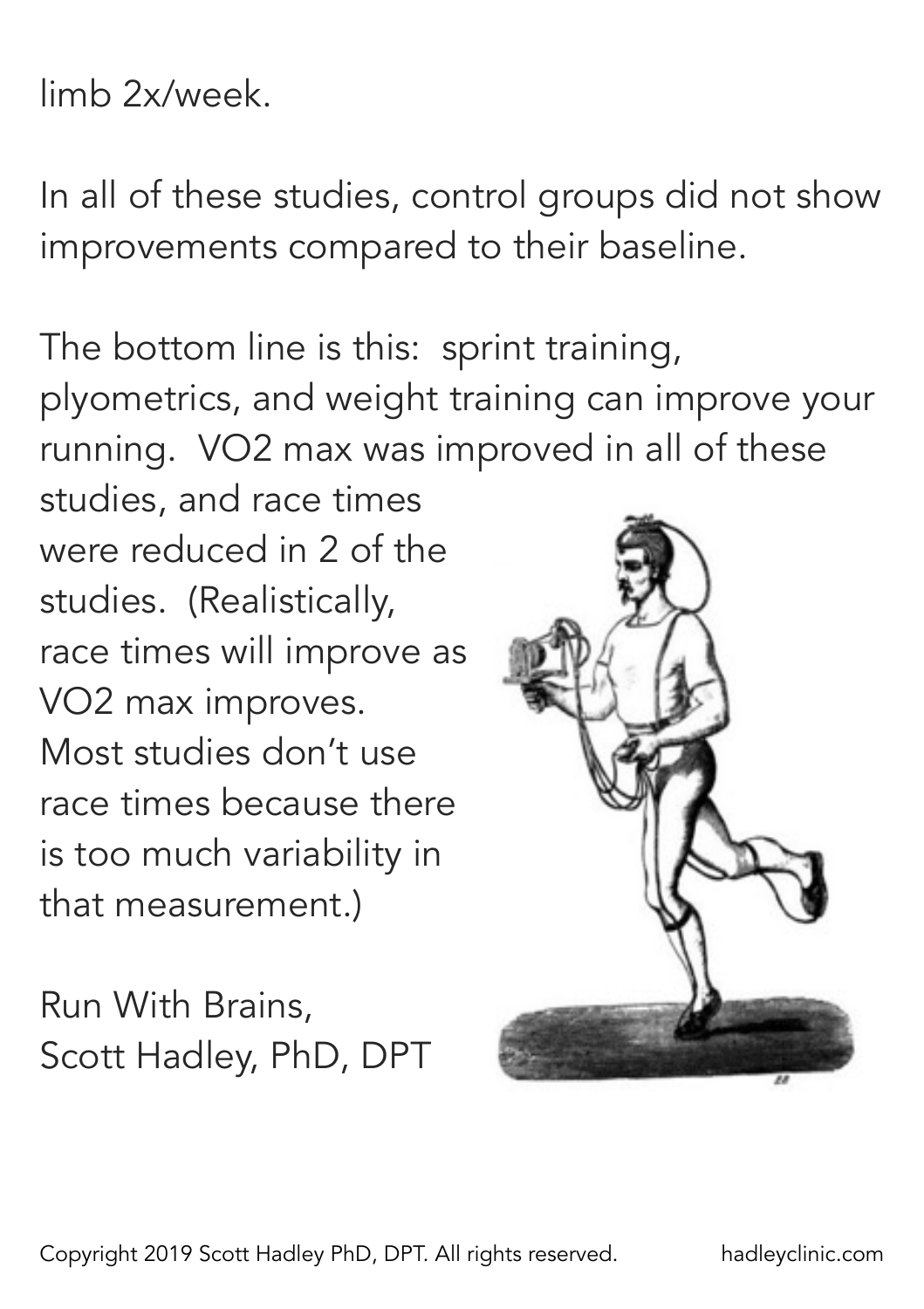limb 2x/week.

In all of these studies, control groups did not show improvements compared to their baseline.

The bottom line is this: sprint training, plyometrics, and weight training can improve your running. VO2 max was improved in all of these studies, and race times were reduced in 2 of the studies. (Realistically, race times will improve as VO2 max improves. Most studies don't use race times because there is too much variability in that measurement.)

Run With Brains,
Scott Hadley, PhD, DPT

Copyright 2019 Scott Hadley PhD, DPT. All rights reserved. hadleyclinic.com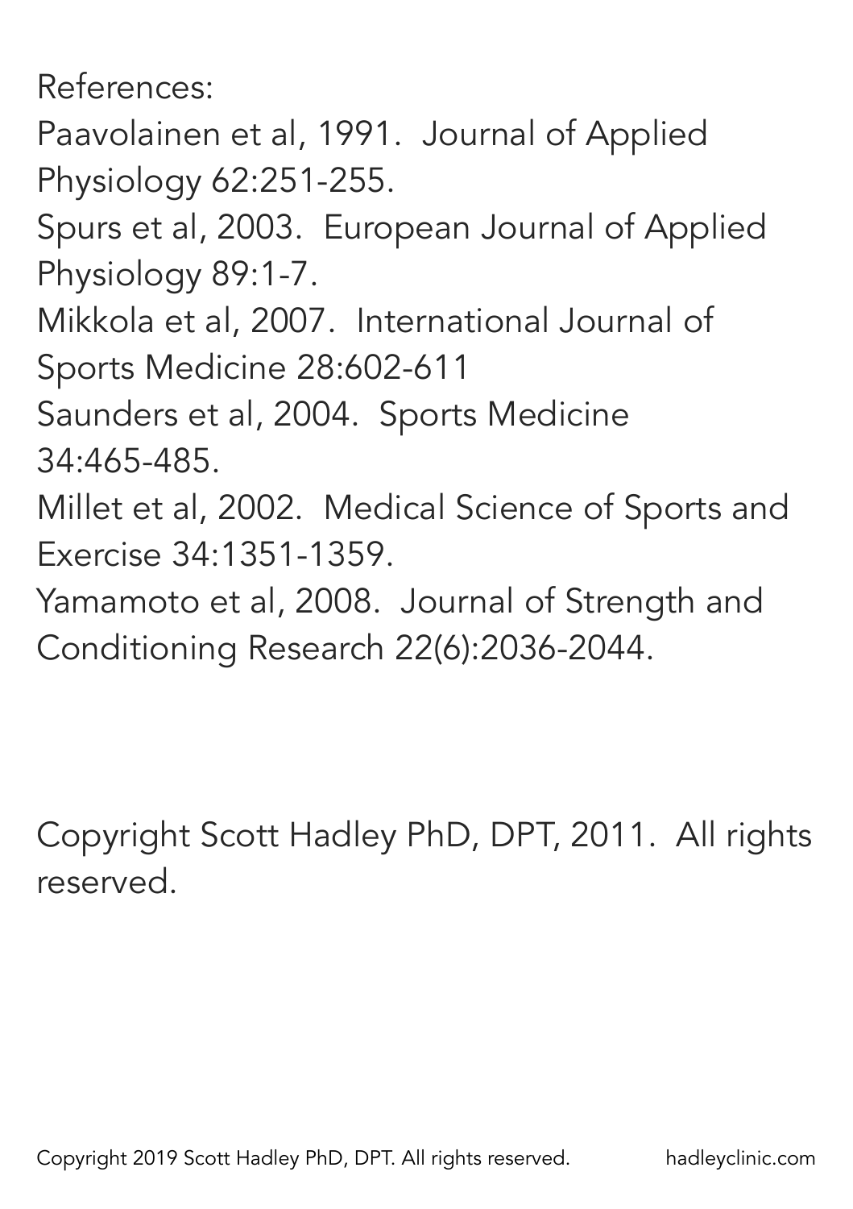References:

Paavolainen et al, 1991. Journal of Applied Physiology 62:251-255.

Spurs et al, 2003. European Journal of Applied Physiology 89:1-7.

Mikkola et al, 2007. International Journal of Sports Medicine 28:602-611

Saunders et al, 2004. Sports Medicine 34:465-485.

Millet et al, 2002. Medical Science of Sports and Exercise 34:1351-1359.

Yamamoto et al, 2008. Journal of Strength and Conditioning Research 22(6):2036-2044.

Copyright Scott Hadley PhD, DPT, 2011. All rights reserved.